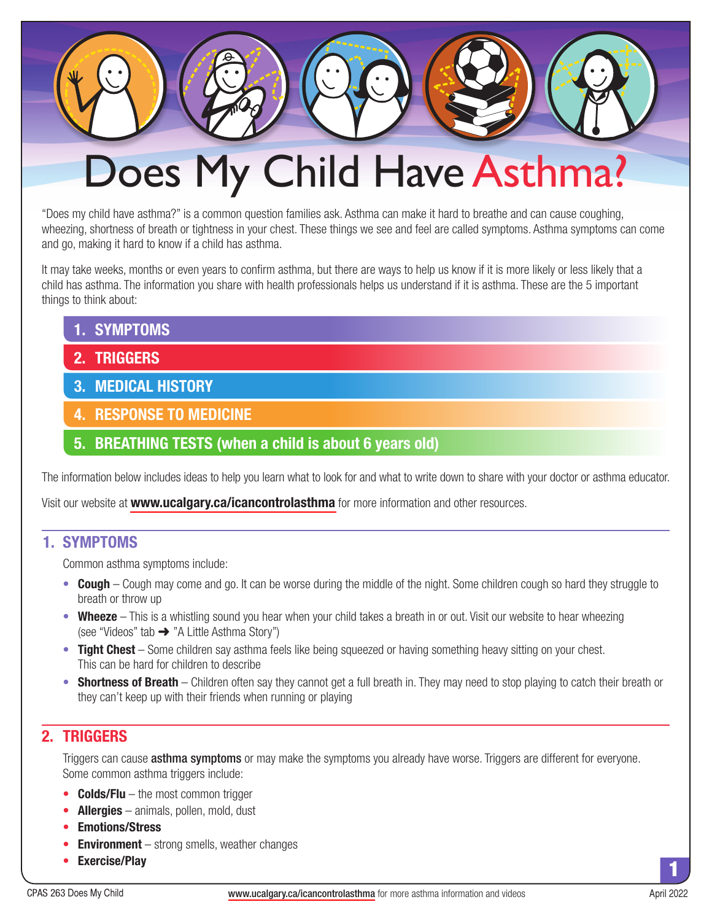# Does My Child Have Asthma?

"Does my child have asthma?" is a common question families ask. Asthma can make it hard to breathe and can cause coughing, wheezing, shortness of breath or tightness in your chest. These things we see and feel are called symptoms. Asthma symptoms can come and go, making it hard to know if a child has asthma.

It may take weeks, months or even years to confirm asthma, but there are ways to help us know if it is more likely or less likely that a child has asthma. The information you share with health professionals helps us understand if it is asthma. These are the 5 important things to think about:

1. **SYMPTOMS**
2. **TRIGGERS**
3. **MEDICAL HISTORY**
4. **RESPONSE TO MEDICINE**
5. **BREATHING TESTS (when a child is about 6 years old)**

The information below includes ideas to help you learn what to look for and what to write down to share with your doctor or asthma educator.

Visit our website at **www.ucalgary.ca/icancontrolasthma** for more information and other resources.

## 1. SYMPTOMS

Common asthma symptoms include:

- **Cough** – Cough may come and go. It can be worse during the middle of the night. Some children cough so hard they struggle to breath or throw up
- **Wheeze** – This is a whistling sound you hear when your child takes a breath in or out. Visit our website to hear wheezing (see "Videos" tab ➜ "A Little Asthma Story")
- **Tight Chest** – Some children say asthma feels like being squeezed or having something heavy sitting on your chest. This can be hard for children to describe
- **Shortness of Breath** – Children often say they cannot get a full breath in. They may need to stop playing to catch their breath or they can't keep up with their friends when running or playing

## 2. TRIGGERS

Triggers can cause **asthma symptoms** or may make the symptoms you already have worse. Triggers are different for everyone. Some common asthma triggers include:

- **Colds/Flu** – the most common trigger
- **Allergies** – animals, pollen, mold, dust
- **Emotions/Stress**
- **Environment** – strong smells, weather changes
- **Exercise/Play**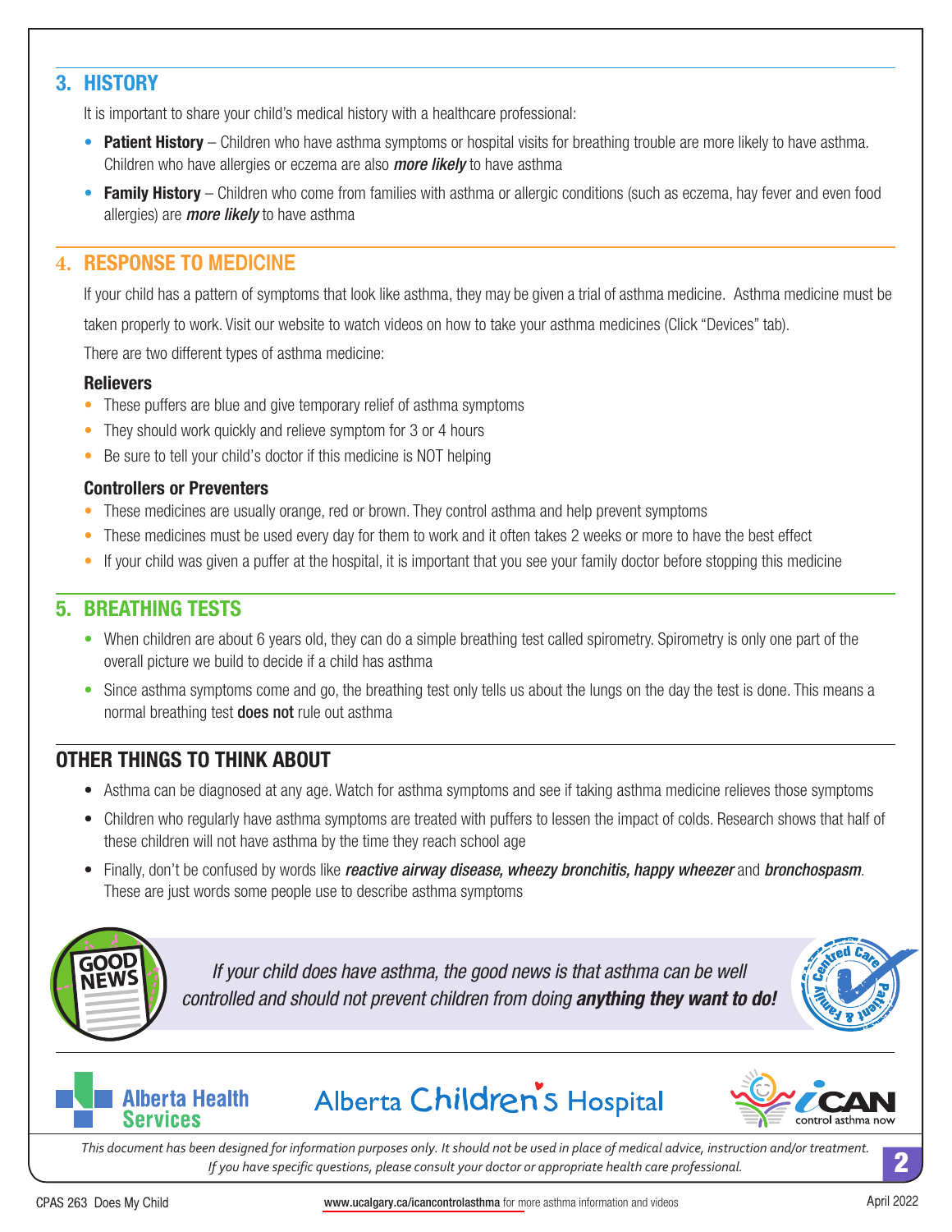## 3. HISTORY

It is important to share your child's medical history with a healthcare professional:

- **Patient History** – Children who have asthma symptoms or hospital visits for breathing trouble are more likely to have asthma. Children who have allergies or eczema are also ***more likely*** to have asthma
- **Family History** – Children who come from families with asthma or allergic conditions (such as eczema, hay fever and even food allergies) are ***more likely*** to have asthma

## 4. RESPONSE TO MEDICINE

If your child has a pattern of symptoms that look like asthma, they may be given a trial of asthma medicine. Asthma medicine must be taken properly to work. Visit our website to watch videos on how to take your asthma medicines (Click "Devices" tab).

There are two different types of asthma medicine:

### Relievers

- These puffers are blue and give temporary relief of asthma symptoms
- They should work quickly and relieve symptom for 3 or 4 hours
- Be sure to tell your child's doctor if this medicine is NOT helping

### Controllers or Preventers

- These medicines are usually orange, red or brown. They control asthma and help prevent symptoms
- These medicines must be used every day for them to work and it often takes 2 weeks or more to have the best effect
- If your child was given a puffer at the hospital, it is important that you see your family doctor before stopping this medicine

## 5. BREATHING TESTS

- When children are about 6 years old, they can do a simple breathing test called spirometry. Spirometry is only one part of the overall picture we build to decide if a child has asthma
- Since asthma symptoms come and go, the breathing test only tells us about the lungs on the day the test is done. This means a normal breathing test **does not** rule out asthma

## OTHER THINGS TO THINK ABOUT

- Asthma can be diagnosed at any age. Watch for asthma symptoms and see if taking asthma medicine relieves those symptoms
- Children who regularly have asthma symptoms are treated with puffers to lessen the impact of colds. Research shows that half of these children will not have asthma by the time they reach school age
- Finally, don't be confused by words like ***reactive airway disease, wheezy bronchitis, happy wheezer*** and ***bronchospasm***. These are just words some people use to describe asthma symptoms

GOOD NEWS

*If your child does have asthma, the good news is that asthma can be well controlled and should not prevent children from doing **anything they want to do!***

Alberta Health Services

Alberta Children's Hospital

iCAN control asthma now

*This document has been designed for information purposes only. It should not be used in place of medical advice, instruction and/or treatment. If you have specific questions, please consult your doctor or appropriate health care professional.*

CPAS 263 Does My Child

www.ucalgary.ca/icancontrolasthma for more asthma information and videos

April 2022